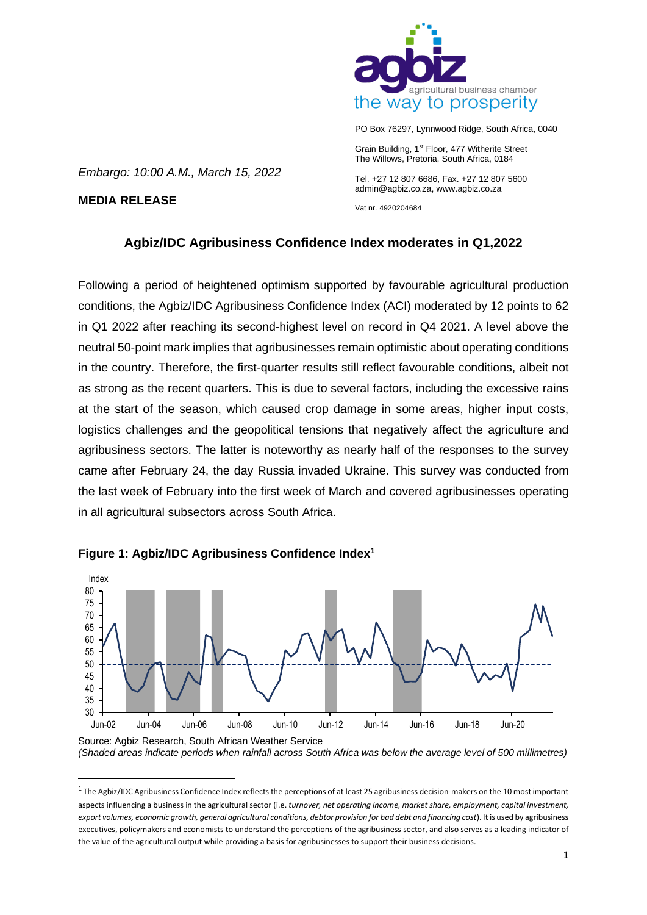PO Box 76297, Lynnwood Ridge, South Africa, 0040

Grain Building, 1st Floor, 477 Witherite Street
The Willows, Pretoria, South Africa, 0184

Tel. +27 12 807 6686, Fax. +27 12 807 5600
admin@agbiz.co.za, www.agbiz.co.za

Vat nr. 4920204684

*Embargo: 10:00 A.M., March 15, 2022*

**MEDIA RELEASE**

## Agbiz/IDC Agribusiness Confidence Index moderates in Q1,2022

Following a period of heightened optimism supported by favourable agricultural production conditions, the Agbiz/IDC Agribusiness Confidence Index (ACI) moderated by 12 points to 62 in Q1 2022 after reaching its second-highest level on record in Q4 2021. A level above the neutral 50-point mark implies that agribusinesses remain optimistic about operating conditions in the country. Therefore, the first-quarter results still reflect favourable conditions, albeit not as strong as the recent quarters. This is due to several factors, including the excessive rains at the start of the season, which caused crop damage in some areas, higher input costs, logistics challenges and the geopolitical tensions that negatively affect the agriculture and agribusiness sectors. The latter is noteworthy as nearly half of the responses to the survey came after February 24, the day Russia invaded Ukraine. This survey was conducted from the last week of February into the first week of March and covered agribusinesses operating in all agricultural subsectors across South Africa.

**Figure 1: Agbiz/IDC Agribusiness Confidence Index[1]**

Source: Agbiz Research, South African Weather Service
*(Shaded areas indicate periods when rainfall across South Africa was below the average level of 500 millimetres)*

[1] The Agbiz/IDC Agribusiness Confidence Index reflects the perceptions of at least 25 agribusiness decision-makers on the 10 most important aspects influencing a business in the agricultural sector (i.e. *turnover, net operating income, market share, employment, capital investment, export volumes, economic growth, general agricultural conditions, debtor provision for bad debt and financing cost*). It is used by agribusiness executives, policymakers and economists to understand the perceptions of the agribusiness sector, and also serves as a leading indicator of the value of the agricultural output while providing a basis for agribusinesses to support their business decisions.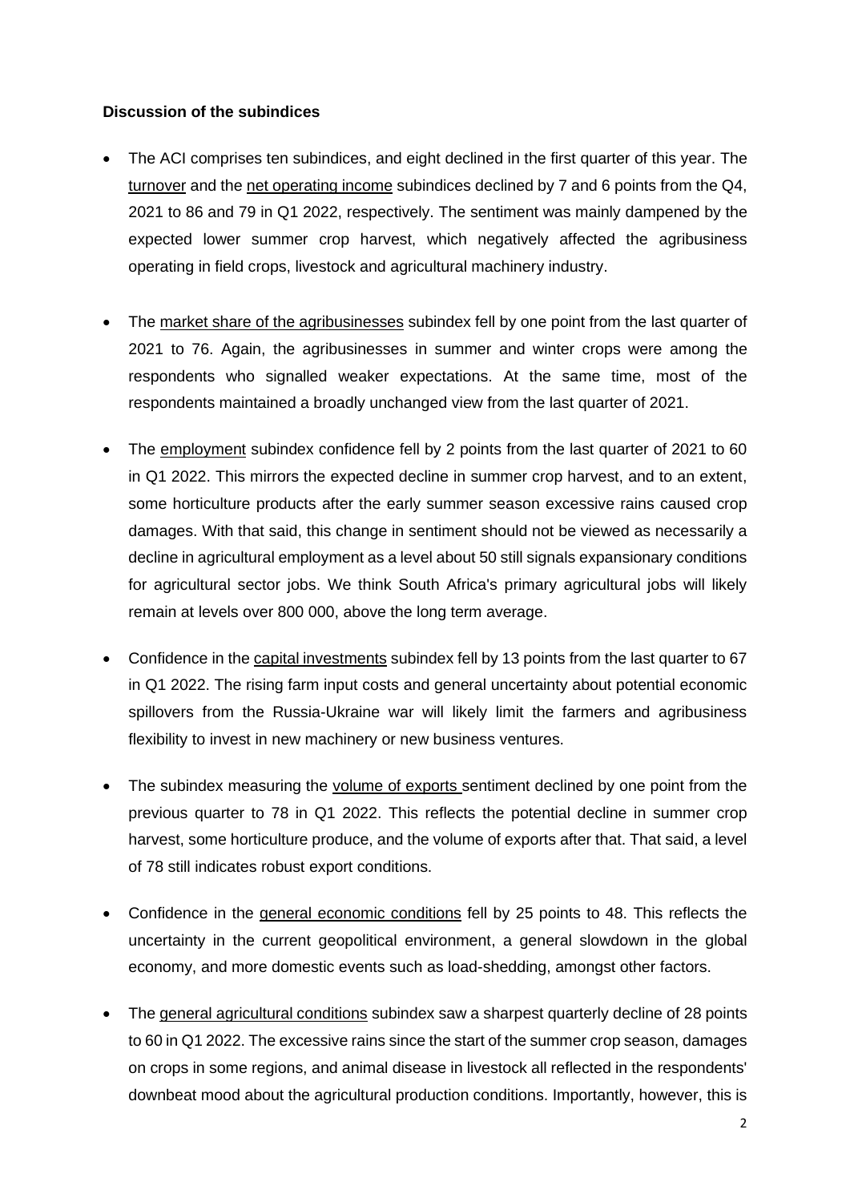**Discussion of the subindices**

- The ACI comprises ten subindices, and eight declined in the first quarter of this year. The turnover and the net operating income subindices declined by 7 and 6 points from the Q4, 2021 to 86 and 79 in Q1 2022, respectively. The sentiment was mainly dampened by the expected lower summer crop harvest, which negatively affected the agribusiness operating in field crops, livestock and agricultural machinery industry.

- The market share of the agribusinesses subindex fell by one point from the last quarter of 2021 to 76. Again, the agribusinesses in summer and winter crops were among the respondents who signalled weaker expectations. At the same time, most of the respondents maintained a broadly unchanged view from the last quarter of 2021.

- The employment subindex confidence fell by 2 points from the last quarter of 2021 to 60 in Q1 2022. This mirrors the expected decline in summer crop harvest, and to an extent, some horticulture products after the early summer season excessive rains caused crop damages. With that said, this change in sentiment should not be viewed as necessarily a decline in agricultural employment as a level about 50 still signals expansionary conditions for agricultural sector jobs. We think South Africa's primary agricultural jobs will likely remain at levels over 800 000, above the long term average.

- Confidence in the capital investments subindex fell by 13 points from the last quarter to 67 in Q1 2022. The rising farm input costs and general uncertainty about potential economic spillovers from the Russia-Ukraine war will likely limit the farmers and agribusiness flexibility to invest in new machinery or new business ventures.

- The subindex measuring the volume of exports sentiment declined by one point from the previous quarter to 78 in Q1 2022. This reflects the potential decline in summer crop harvest, some horticulture produce, and the volume of exports after that. That said, a level of 78 still indicates robust export conditions.

- Confidence in the general economic conditions fell by 25 points to 48. This reflects the uncertainty in the current geopolitical environment, a general slowdown in the global economy, and more domestic events such as load-shedding, amongst other factors.

- The general agricultural conditions subindex saw a sharpest quarterly decline of 28 points to 60 in Q1 2022. The excessive rains since the start of the summer crop season, damages on crops in some regions, and animal disease in livestock all reflected in the respondents' downbeat mood about the agricultural production conditions. Importantly, however, this is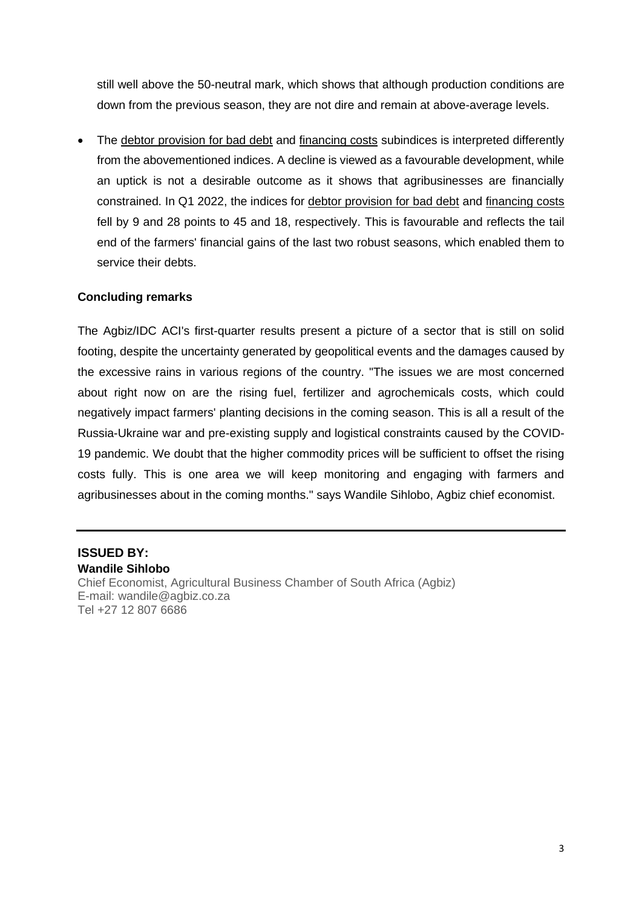still well above the 50-neutral mark, which shows that although production conditions are down from the previous season, they are not dire and remain at above-average levels.

- The debtor provision for bad debt and financing costs subindices is interpreted differently from the abovementioned indices. A decline is viewed as a favourable development, while an uptick is not a desirable outcome as it shows that agribusinesses are financially constrained. In Q1 2022, the indices for debtor provision for bad debt and financing costs fell by 9 and 28 points to 45 and 18, respectively. This is favourable and reflects the tail end of the farmers' financial gains of the last two robust seasons, which enabled them to service their debts.

**Concluding remarks**

The Agbiz/IDC ACI's first-quarter results present a picture of a sector that is still on solid footing, despite the uncertainty generated by geopolitical events and the damages caused by the excessive rains in various regions of the country. "The issues we are most concerned about right now on are the rising fuel, fertilizer and agrochemicals costs, which could negatively impact farmers' planting decisions in the coming season. This is all a result of the Russia-Ukraine war and pre-existing supply and logistical constraints caused by the COVID-19 pandemic. We doubt that the higher commodity prices will be sufficient to offset the rising costs fully. This is one area we will keep monitoring and engaging with farmers and agribusinesses about in the coming months." says Wandile Sihlobo, Agbiz chief economist.

---

**ISSUED BY:**
**Wandile Sihlobo**
Chief Economist, Agricultural Business Chamber of South Africa (Agbiz)
E-mail: wandile@agbiz.co.za
Tel +27 12 807 6686